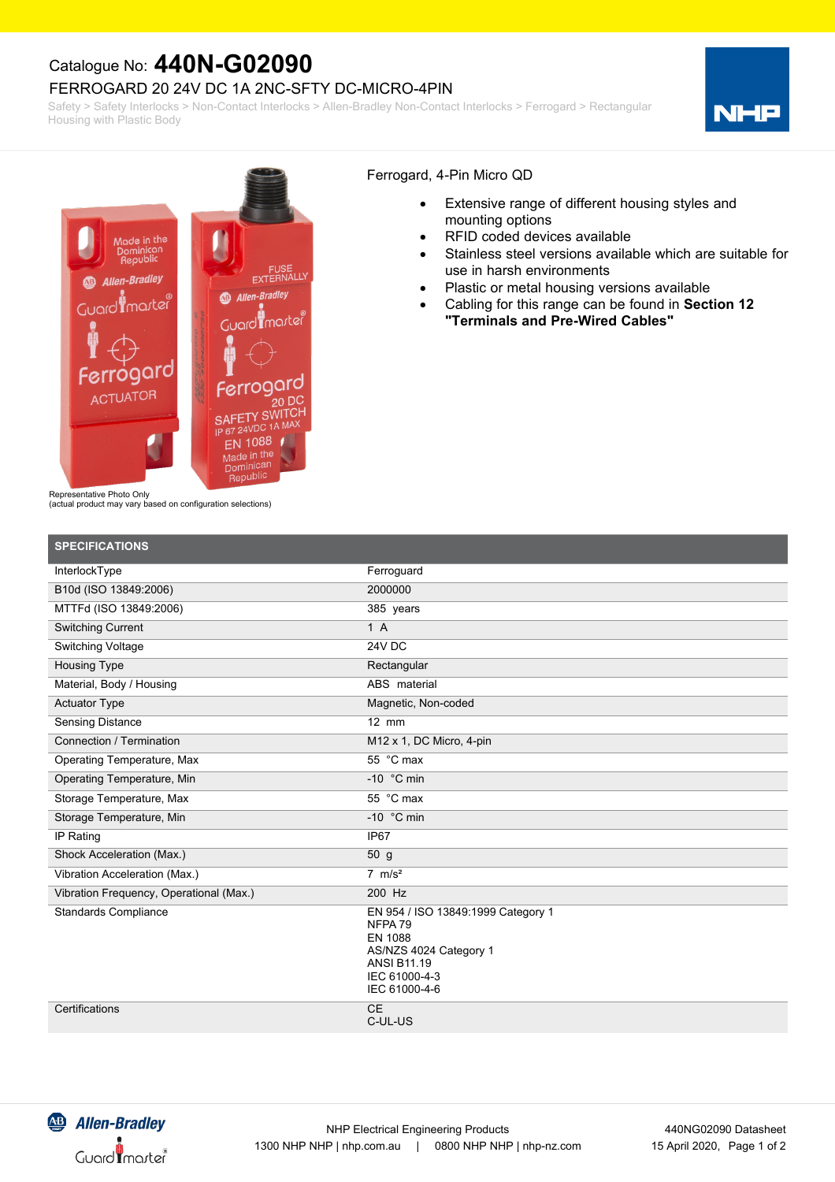Catalogue No: **440N-G02090**

FERROGARD 20 24V DC 1A 2NC-SFTY DC-MICRO-4PIN

Safety > Safety Interlocks > Non-Contact Interlocks > Allen-Bradley Non-Contact Interlocks > Ferrogard > Rectangular Housing with Plastic Body

Representative Photo Only
(actual product may vary based on configuration selections)

Ferrogard, 4-Pin Micro QD

- Extensive range of different housing styles and mounting options
- RFID coded devices available
- Stainless steel versions available which are suitable for use in harsh environments
- Plastic or metal housing versions available
- Cabling for this range can be found in **Section 12 "Terminals and Pre-Wired Cables"**

## SPECIFICATIONS

| | |
|---|---|
| InterlockType | Ferroguard |
| B10d (ISO 13849:2006) | 2000000 |
| MTTFd (ISO 13849:2006) | 385 years |
| Switching Current | 1 A |
| Switching Voltage | 24V DC |
| Housing Type | Rectangular |
| Material, Body / Housing | ABS material |
| Actuator Type | Magnetic, Non-coded |
| Sensing Distance | 12 mm |
| Connection / Termination | M12 x 1, DC Micro, 4-pin |
| Operating Temperature, Max | 55 °C max |
| Operating Temperature, Min | -10 °C min |
| Storage Temperature, Max | 55 °C max |
| Storage Temperature, Min | -10 °C min |
| IP Rating | IP67 |
| Shock Acceleration (Max.) | 50 g |
| Vibration Acceleration (Max.) | 7 m/s² |
| Vibration Frequency, Operational (Max.) | 200 Hz |
| Standards Compliance | EN 954 / ISO 13849:1999 Category 1<br>NFPA 79<br>EN 1088<br>AS/NZS 4024 Category 1<br>ANSI B11.19<br>IEC 61000-4-3<br>IEC 61000-4-6 |
| Certifications | CE<br>C-UL-US |

NHP Electrical Engineering Products
1300 NHP NHP | nhp.com.au | 0800 NHP NHP | nhp-nz.com

440NG02090 Datasheet
15 April 2020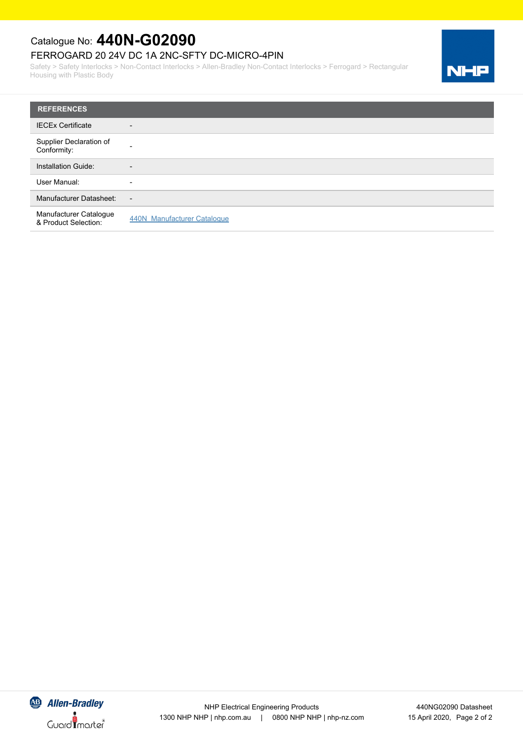Catalogue No: **440N-G02090**

FERROGARD 20 24V DC 1A 2NC-SFTY DC-MICRO-4PIN

Safety > Safety Interlocks > Non-Contact Interlocks > Allen-Bradley Non-Contact Interlocks > Ferrogard > Rectangular Housing with Plastic Body

| REFERENCES | |
|---|---|
| IECEx Certificate | - |
| Supplier Declaration of Conformity: | - |
| Installation Guide: | - |
| User Manual: | - |
| Manufacturer Datasheet: | - |
| Manufacturer Catalogue & Product Selection: | 440N Manufacturer Catalogue |